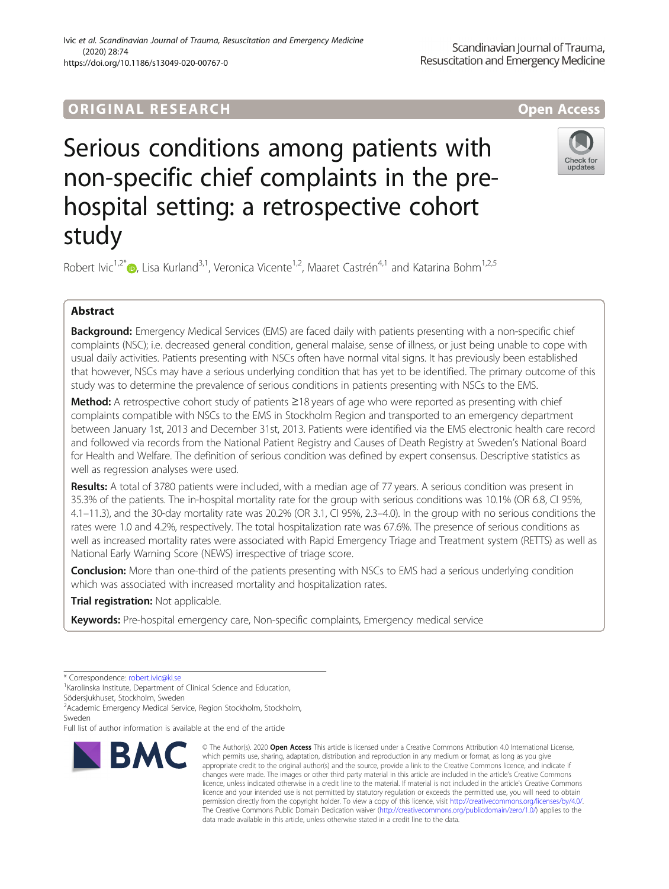ORIGINAL RESEARCH

Open Access

# Serious conditions among patients with non-specific chief complaints in the pre-hospital setting: a retrospective cohort study

Robert Ivic[1,2*], Lisa Kurland[3,1], Veronica Vicente[1,2], Maaret Castrén[4,1] and Katarina Bohm[1,2,5]

## Abstract

**Background:** Emergency Medical Services (EMS) are faced daily with patients presenting with a non-specific chief complaints (NSC); i.e. decreased general condition, general malaise, sense of illness, or just being unable to cope with usual daily activities. Patients presenting with NSCs often have normal vital signs. It has previously been established that however, NSCs may have a serious underlying condition that has yet to be identified. The primary outcome of this study was to determine the prevalence of serious conditions in patients presenting with NSCs to the EMS.

**Method:** A retrospective cohort study of patients ≥18 years of age who were reported as presenting with chief complaints compatible with NSCs to the EMS in Stockholm Region and transported to an emergency department between January 1st, 2013 and December 31st, 2013. Patients were identified via the EMS electronic health care record and followed via records from the National Patient Registry and Causes of Death Registry at Sweden's National Board for Health and Welfare. The definition of serious condition was defined by expert consensus. Descriptive statistics as well as regression analyses were used.

**Results:** A total of 3780 patients were included, with a median age of 77 years. A serious condition was present in 35.3% of the patients. The in-hospital mortality rate for the group with serious conditions was 10.1% (OR 6.8, CI 95%, 4.1–11.3), and the 30-day mortality rate was 20.2% (OR 3.1, CI 95%, 2.3–4.0). In the group with no serious conditions the rates were 1.0 and 4.2%, respectively. The total hospitalization rate was 67.6%. The presence of serious conditions as well as increased mortality rates were associated with Rapid Emergency Triage and Treatment system (RETTS) as well as National Early Warning Score (NEWS) irrespective of triage score.

**Conclusion:** More than one-third of the patients presenting with NSCs to EMS had a serious underlying condition which was associated with increased mortality and hospitalization rates.

**Trial registration:** Not applicable.

**Keywords:** Pre-hospital emergency care, Non-specific complaints, Emergency medical service

---

\* Correspondence: robert.ivic@ki.se

[1]Karolinska Institute, Department of Clinical Science and Education, Södersjukhuset, Stockholm, Sweden

[2]Academic Emergency Medical Service, Region Stockholm, Stockholm, Sweden

Full list of author information is available at the end of the article

© The Author(s). 2020 **Open Access** This article is licensed under a Creative Commons Attribution 4.0 International License, which permits use, sharing, adaptation, distribution and reproduction in any medium or format, as long as you give appropriate credit to the original author(s) and the source, provide a link to the Creative Commons licence, and indicate if changes were made. The images or other third party material in this article are included in the article's Creative Commons licence, unless indicated otherwise in a credit line to the material. If material is not included in the article's Creative Commons licence and your intended use is not permitted by statutory regulation or exceeds the permitted use, you will need to obtain permission directly from the copyright holder. To view a copy of this licence, visit http://creativecommons.org/licenses/by/4.0/. The Creative Commons Public Domain Dedication waiver (http://creativecommons.org/publicdomain/zero/1.0/) applies to the data made available in this article, unless otherwise stated in a credit line to the data.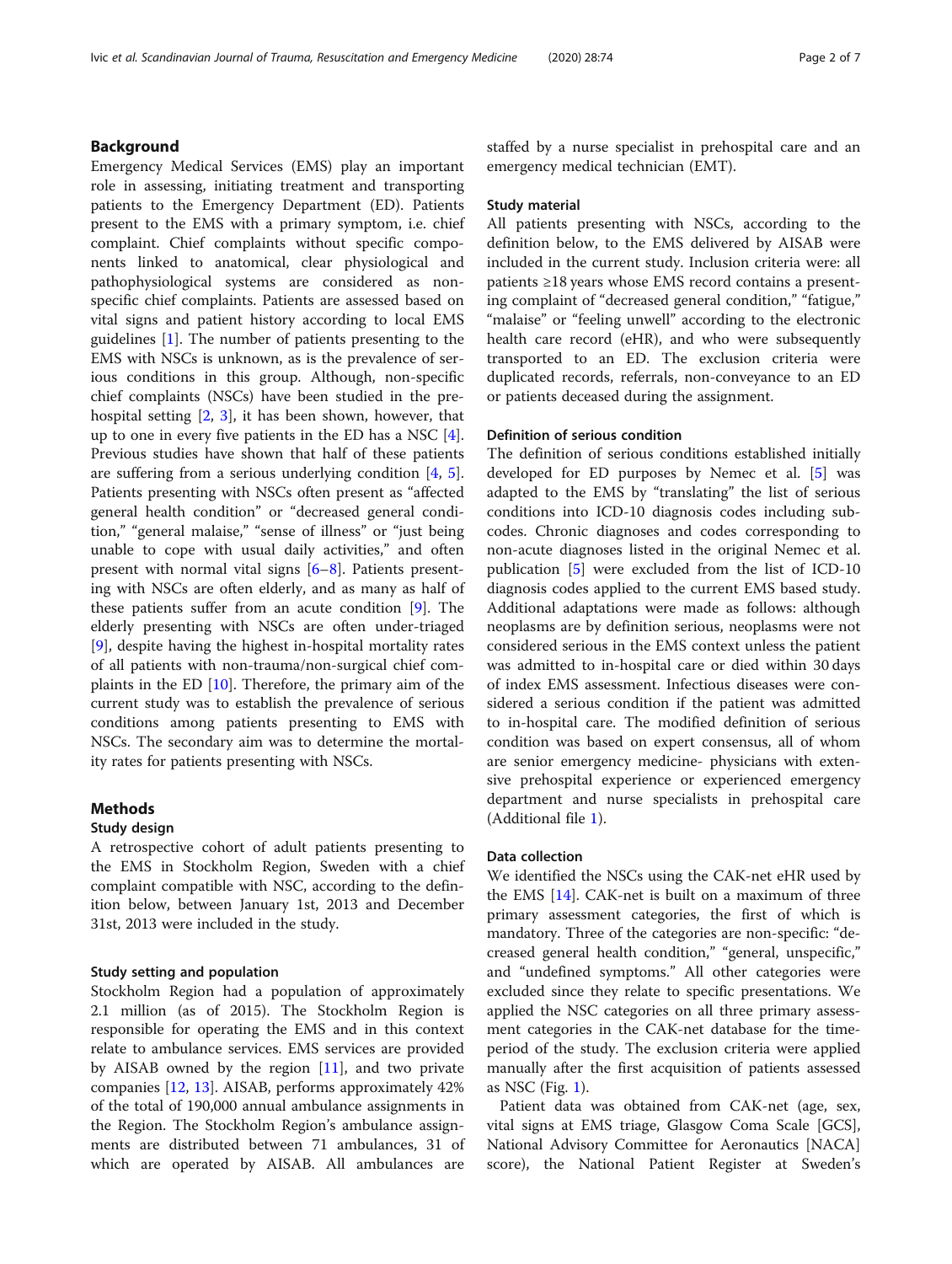## Background

Emergency Medical Services (EMS) play an important role in assessing, initiating treatment and transporting patients to the Emergency Department (ED). Patients present to the EMS with a primary symptom, i.e. chief complaint. Chief complaints without specific components linked to anatomical, clear physiological and pathophysiological systems are considered as non-specific chief complaints. Patients are assessed based on vital signs and patient history according to local EMS guidelines [1]. The number of patients presenting to the EMS with NSCs is unknown, as is the prevalence of serious conditions in this group. Although, non-specific chief complaints (NSCs) have been studied in the prehospital setting [2, 3], it has been shown, however, that up to one in every five patients in the ED has a NSC [4]. Previous studies have shown that half of these patients are suffering from a serious underlying condition [4, 5]. Patients presenting with NSCs often present as "affected general health condition" or "decreased general condition," "general malaise," "sense of illness" or "just being unable to cope with usual daily activities," and often present with normal vital signs [6–8]. Patients presenting with NSCs are often elderly, and as many as half of these patients suffer from an acute condition [9]. The elderly presenting with NSCs are often under-triaged [9], despite having the highest in-hospital mortality rates of all patients with non-trauma/non-surgical chief complaints in the ED [10]. Therefore, the primary aim of the current study was to establish the prevalence of serious conditions among patients presenting to EMS with NSCs. The secondary aim was to determine the mortality rates for patients presenting with NSCs.

## Methods

### Study design

A retrospective cohort of adult patients presenting to the EMS in Stockholm Region, Sweden with a chief complaint compatible with NSC, according to the definition below, between January 1st, 2013 and December 31st, 2013 were included in the study.

### Study setting and population

Stockholm Region had a population of approximately 2.1 million (as of 2015). The Stockholm Region is responsible for operating the EMS and in this context relate to ambulance services. EMS services are provided by AISAB owned by the region [11], and two private companies [12, 13]. AISAB, performs approximately 42% of the total of 190,000 annual ambulance assignments in the Region. The Stockholm Region's ambulance assignments are distributed between 71 ambulances, 31 of which are operated by AISAB. All ambulances are staffed by a nurse specialist in prehospital care and an emergency medical technician (EMT).

### Study material

All patients presenting with NSCs, according to the definition below, to the EMS delivered by AISAB were included in the current study. Inclusion criteria were: all patients ≥18 years whose EMS record contains a presenting complaint of "decreased general condition," "fatigue," "malaise" or "feeling unwell" according to the electronic health care record (eHR), and who were subsequently transported to an ED. The exclusion criteria were duplicated records, referrals, non-conveyance to an ED or patients deceased during the assignment.

### Definition of serious condition

The definition of serious conditions established initially developed for ED purposes by Nemec et al. [5] was adapted to the EMS by "translating" the list of serious conditions into ICD-10 diagnosis codes including subcodes. Chronic diagnoses and codes corresponding to non-acute diagnoses listed in the original Nemec et al. publication [5] were excluded from the list of ICD-10 diagnosis codes applied to the current EMS based study. Additional adaptations were made as follows: although neoplasms are by definition serious, neoplasms were not considered serious in the EMS context unless the patient was admitted to in-hospital care or died within 30 days of index EMS assessment. Infectious diseases were considered a serious condition if the patient was admitted to in-hospital care. The modified definition of serious condition was based on expert consensus, all of whom are senior emergency medicine- physicians with extensive prehospital experience or experienced emergency department and nurse specialists in prehospital care (Additional file 1).

### Data collection

We identified the NSCs using the CAK-net eHR used by the EMS [14]. CAK-net is built on a maximum of three primary assessment categories, the first of which is mandatory. Three of the categories are non-specific: "decreased general health condition," "general, unspecific," and "undefined symptoms." All other categories were excluded since they relate to specific presentations. We applied the NSC categories on all three primary assessment categories in the CAK-net database for the time-period of the study. The exclusion criteria were applied manually after the first acquisition of patients assessed as NSC (Fig. 1).

Patient data was obtained from CAK-net (age, sex, vital signs at EMS triage, Glasgow Coma Scale [GCS], National Advisory Committee for Aeronautics [NACA] score), the National Patient Register at Sweden's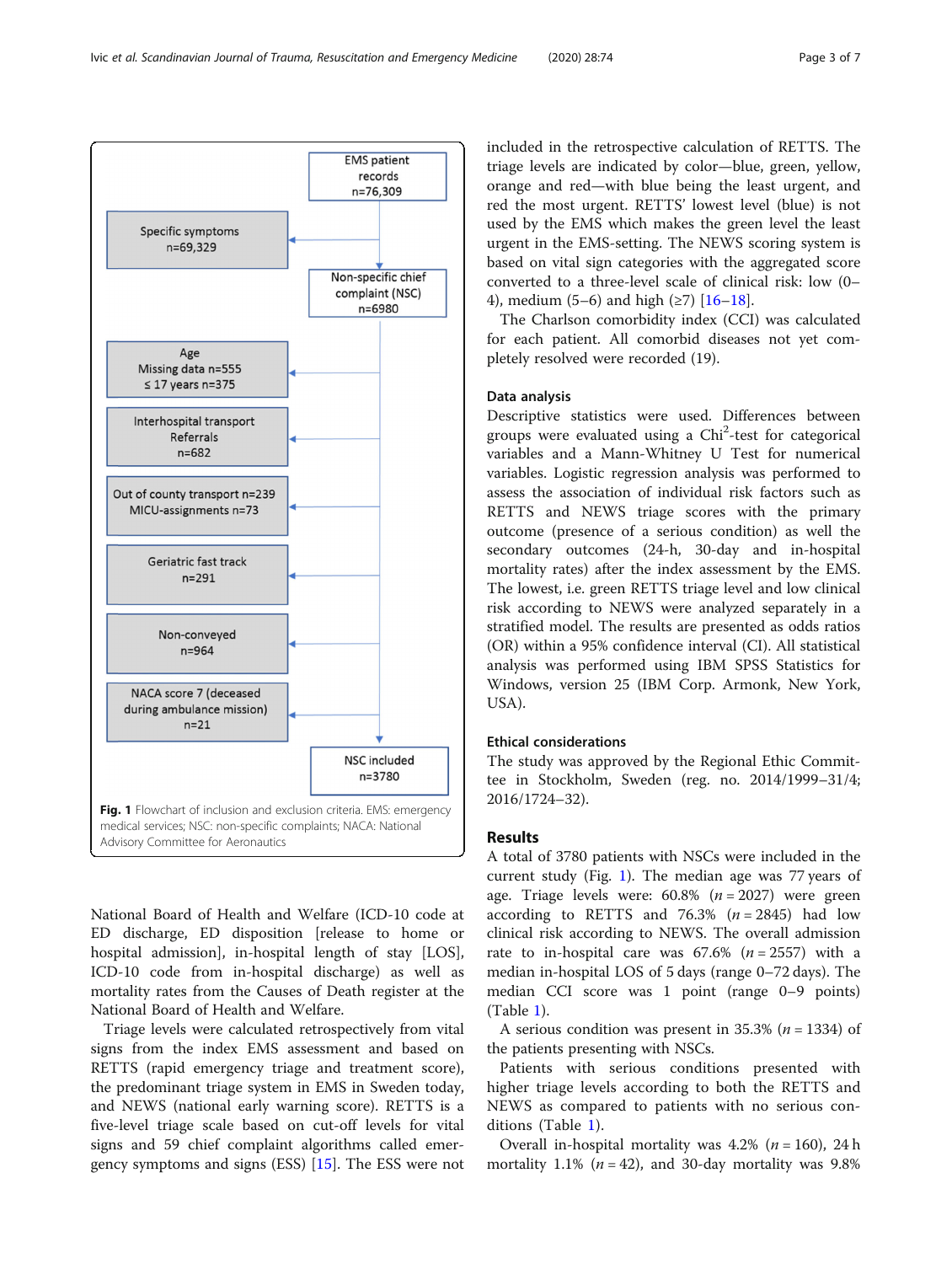EMS patient records n=76,309

Specific symptoms n=69,329

Non-specific chief complaint (NSC) n=6980

Age Missing data n=555 ≤ 17 years n=375

Interhospital transport Referrals n=682

Out of county transport n=239 MICU-assignments n=73

Geriatric fast track n=291

Non-conveyed n=964

NACA score 7 (deceased during ambulance mission) n=21

NSC included n=3780

**Fig. 1** Flowchart of inclusion and exclusion criteria. EMS: emergency medical services; NSC: non-specific complaints; NACA: National Advisory Committee for Aeronautics

National Board of Health and Welfare (ICD-10 code at ED discharge, ED disposition [release to home or hospital admission], in-hospital length of stay [LOS], ICD-10 code from in-hospital discharge) as well as mortality rates from the Causes of Death register at the National Board of Health and Welfare.

Triage levels were calculated retrospectively from vital signs from the index EMS assessment and based on RETTS (rapid emergency triage and treatment score), the predominant triage system in EMS in Sweden today, and NEWS (national early warning score). RETTS is a five-level triage scale based on cut-off levels for vital signs and 59 chief complaint algorithms called emergency symptoms and signs (ESS) [15]. The ESS were not included in the retrospective calculation of RETTS. The triage levels are indicated by color—blue, green, yellow, orange and red—with blue being the least urgent, and red the most urgent. RETTS' lowest level (blue) is not used by the EMS which makes the green level the least urgent in the EMS-setting. The NEWS scoring system is based on vital sign categories with the aggregated score converted to a three-level scale of clinical risk: low (0–4), medium (5–6) and high (≥7) [16–18].

The Charlson comorbidity index (CCI) was calculated for each patient. All comorbid diseases not yet completely resolved were recorded (19).

### Data analysis

Descriptive statistics were used. Differences between groups were evaluated using a Chi$^2$-test for categorical variables and a Mann-Whitney U Test for numerical variables. Logistic regression analysis was performed to assess the association of individual risk factors such as RETTS and NEWS triage scores with the primary outcome (presence of a serious condition) as well the secondary outcomes (24-h, 30-day and in-hospital mortality rates) after the index assessment by the EMS. The lowest, i.e. green RETTS triage level and low clinical risk according to NEWS were analyzed separately in a stratified model. The results are presented as odds ratios (OR) within a 95% confidence interval (CI). All statistical analysis was performed using IBM SPSS Statistics for Windows, version 25 (IBM Corp. Armonk, New York, USA).

### Ethical considerations

The study was approved by the Regional Ethic Committee in Stockholm, Sweden (reg. no. 2014/1999–31/4; 2016/1724–32).

## Results

A total of 3780 patients with NSCs were included in the current study (Fig. 1). The median age was 77 years of age. Triage levels were: 60.8% ($n = 2027$) were green according to RETTS and 76.3% ($n = 2845$) had low clinical risk according to NEWS. The overall admission rate to in-hospital care was 67.6% ($n = 2557$) with a median in-hospital LOS of 5 days (range 0–72 days). The median CCI score was 1 point (range 0–9 points) (Table 1).

A serious condition was present in 35.3% ($n = 1334$) of the patients presenting with NSCs.

Patients with serious conditions presented with higher triage levels according to both the RETTS and NEWS as compared to patients with no serious conditions (Table 1).

Overall in-hospital mortality was 4.2% ($n = 160$), 24 h mortality 1.1% ($n = 42$), and 30-day mortality was 9.8%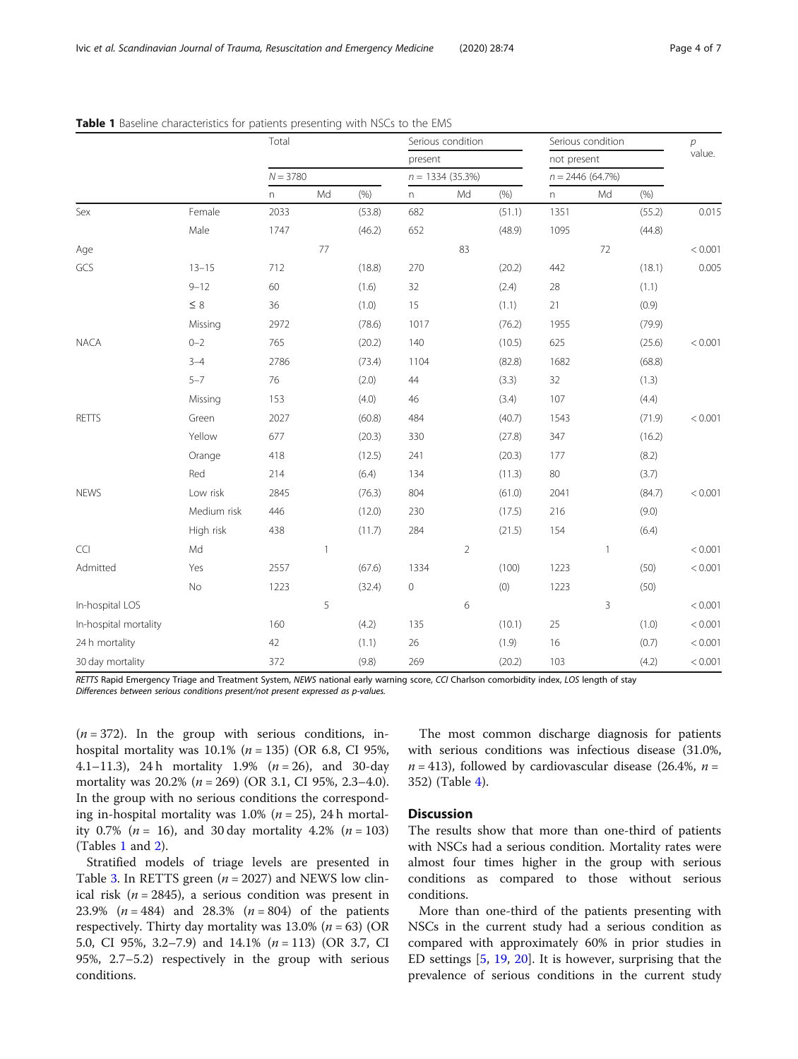**Table 1** Baseline characteristics for patients presenting with NSCs to the EMS

| | | Total | | | Serious condition present | | | Serious condition not present | | | p value. |
|---|---|---|---|---|---|---|---|---|---|---|---|
| | | N = 3780 | | | n = 1334 (35.3%) | | | n = 2446 (64.7%) | | | |
| | | n | Md | (%) | n | Md | (%) | n | Md | (%) | |
| Sex | Female | 2033 | | (53.8) | 682 | | (51.1) | 1351 | | (55.2) | 0.015 |
| | Male | 1747 | | (46.2) | 652 | | (48.9) | 1095 | | (44.8) | |
| Age | | | 77 | | | 83 | | | 72 | | < 0.001 |
| GCS | 13–15 | 712 | | (18.8) | 270 | | (20.2) | 442 | | (18.1) | 0.005 |
| | 9–12 | 60 | | (1.6) | 32 | | (2.4) | 28 | | (1.1) | |
| | ≤ 8 | 36 | | (1.0) | 15 | | (1.1) | 21 | | (0.9) | |
| | Missing | 2972 | | (78.6) | 1017 | | (76.2) | 1955 | | (79.9) | |
| NACA | 0–2 | 765 | | (20.2) | 140 | | (10.5) | 625 | | (25.6) | < 0.001 |
| | 3–4 | 2786 | | (73.4) | 1104 | | (82.8) | 1682 | | (68.8) | |
| | 5–7 | 76 | | (2.0) | 44 | | (3.3) | 32 | | (1.3) | |
| | Missing | 153 | | (4.0) | 46 | | (3.4) | 107 | | (4.4) | |
| RETTS | Green | 2027 | | (60.8) | 484 | | (40.7) | 1543 | | (71.9) | < 0.001 |
| | Yellow | 677 | | (20.3) | 330 | | (27.8) | 347 | | (16.2) | |
| | Orange | 418 | | (12.5) | 241 | | (20.3) | 177 | | (8.2) | |
| | Red | 214 | | (6.4) | 134 | | (11.3) | 80 | | (3.7) | |
| NEWS | Low risk | 2845 | | (76.3) | 804 | | (61.0) | 2041 | | (84.7) | < 0.001 |
| | Medium risk | 446 | | (12.0) | 230 | | (17.5) | 216 | | (9.0) | |
| | High risk | 438 | | (11.7) | 284 | | (21.5) | 154 | | (6.4) | |
| CCI | Md | | 1 | | | 2 | | | 1 | | < 0.001 |
| Admitted | Yes | 2557 | | (67.6) | 1334 | | (100) | 1223 | | (50) | < 0.001 |
| | No | 1223 | | (32.4) | 0 | | (0) | 1223 | | (50) | |
| In-hospital LOS | | | 5 | | | 6 | | | 3 | | < 0.001 |
| In-hospital mortality | | 160 | | (4.2) | 135 | | (10.1) | 25 | | (1.0) | < 0.001 |
| 24 h mortality | | 42 | | (1.1) | 26 | | (1.9) | 16 | | (0.7) | < 0.001 |
| 30 day mortality | | 372 | | (9.8) | 269 | | (20.2) | 103 | | (4.2) | < 0.001 |

*RETTS* Rapid Emergency Triage and Treatment System, *NEWS* national early warning score, *CCI* Charlson comorbidity index, *LOS* length of stay
*Differences between serious conditions present/not present expressed as p-values.*

($n = 372$). In the group with serious conditions, in-hospital mortality was 10.1% ($n = 135$) (OR 6.8, CI 95%, 4.1–11.3), 24 h mortality 1.9% ($n = 26$), and 30-day mortality was 20.2% ($n = 269$) (OR 3.1, CI 95%, 2.3–4.0). In the group with no serious conditions the corresponding in-hospital mortality was 1.0% ($n = 25$), 24 h mortality 0.7% ($n = 16$), and 30 day mortality 4.2% ($n = 103$) (Tables 1 and 2).

Stratified models of triage levels are presented in Table 3. In RETTS green ($n = 2027$) and NEWS low clinical risk ($n = 2845$), a serious condition was present in 23.9% ($n = 484$) and 28.3% ($n = 804$) of the patients respectively. Thirty day mortality was 13.0% ($n = 63$) (OR 5.0, CI 95%, 3.2–7.9) and 14.1% ($n = 113$) (OR 3.7, CI 95%, 2.7–5.2) respectively in the group with serious conditions.

The most common discharge diagnosis for patients with serious conditions was infectious disease (31.0%, $n = 413$), followed by cardiovascular disease (26.4%, $n = 352$) (Table 4).

## Discussion

The results show that more than one-third of patients with NSCs had a serious condition. Mortality rates were almost four times higher in the group with serious conditions as compared to those without serious conditions.

More than one-third of the patients presenting with NSCs in the current study had a serious condition as compared with approximately 60% in prior studies in ED settings [5, 19, 20]. It is however, surprising that the prevalence of serious conditions in the current study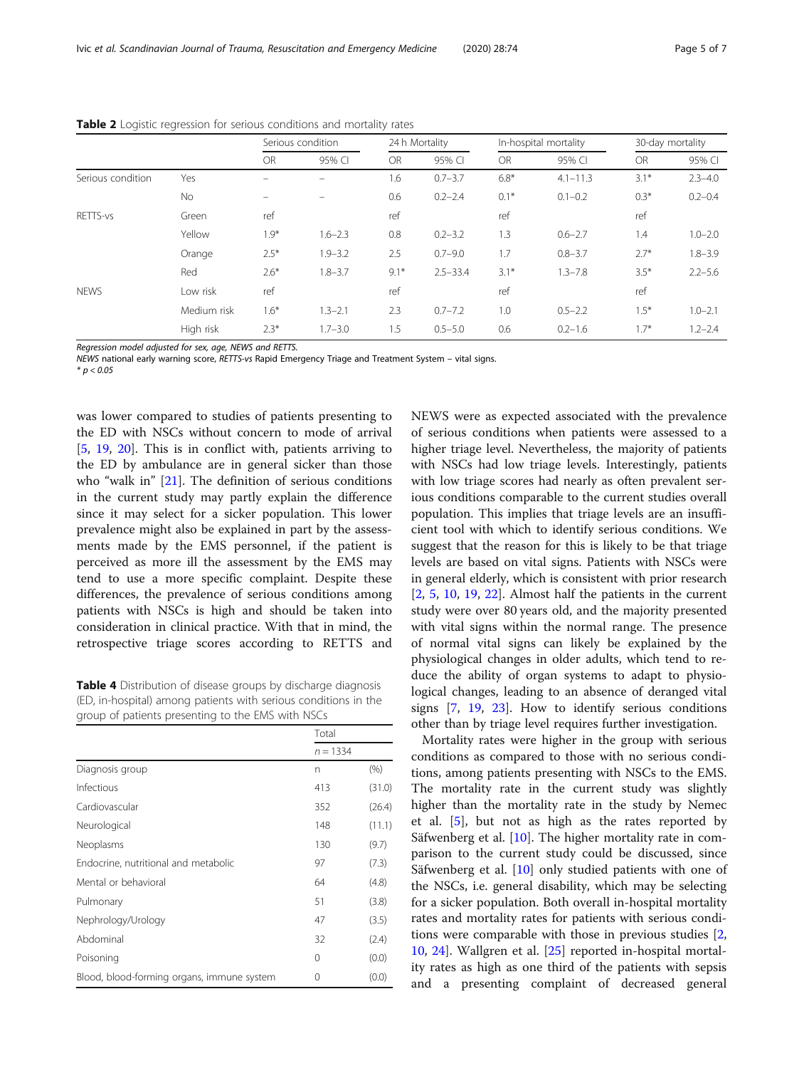**Table 2** Logistic regression for serious conditions and mortality rates

| | | Serious condition | | 24 h Mortality | | In-hospital mortality | | 30-day mortality | |
|---|---|---|---|---|---|---|---|---|---|
| | | OR | 95% CI | OR | 95% CI | OR | 95% CI | OR | 95% CI |
| Serious condition | Yes | – | – | 1.6 | 0.7–3.7 | 6.8* | 4.1–11.3 | 3.1* | 2.3–4.0 |
| | No | – | – | 0.6 | 0.2–2.4 | 0.1* | 0.1–0.2 | 0.3* | 0.2–0.4 |
| RETTS-vs | Green | ref | | ref | | ref | | ref | |
| | Yellow | 1.9* | 1.6–2.3 | 0.8 | 0.2–3.2 | 1.3 | 0.6–2.7 | 1.4 | 1.0–2.0 |
| | Orange | 2.5* | 1.9–3.2 | 2.5 | 0.7–9.0 | 1.7 | 0.8–3.7 | 2.7* | 1.8–3.9 |
| | Red | 2.6* | 1.8–3.7 | 9.1* | 2.5–33.4 | 3.1* | 1.3–7.8 | 3.5* | 2.2–5.6 |
| NEWS | Low risk | ref | | ref | | ref | | ref | |
| | Medium risk | 1.6* | 1.3–2.1 | 2.3 | 0.7–7.2 | 1.0 | 0.5–2.2 | 1.5* | 1.0–2.1 |
| | High risk | 2.3* | 1.7–3.0 | 1.5 | 0.5–5.0 | 0.6 | 0.2–1.6 | 1.7* | 1.2–2.4 |

*Regression model adjusted for sex, age, NEWS and RETTS.*

*NEWS* national early warning score, *RETTS-vs* Rapid Emergency Triage and Treatment System – vital signs.

* $p < 0.05$

was lower compared to studies of patients presenting to the ED with NSCs without concern to mode of arrival [5, 19, 20]. This is in conflict with, patients arriving to the ED by ambulance are in general sicker than those who "walk in" [21]. The definition of serious conditions in the current study may partly explain the difference since it may select for a sicker population. This lower prevalence might also be explained in part by the assessments made by the EMS personnel, if the patient is perceived as more ill the assessment by the EMS may tend to use a more specific complaint. Despite these differences, the prevalence of serious conditions among patients with NSCs is high and should be taken into consideration in clinical practice. With that in mind, the retrospective triage scores according to RETTS and NEWS were as expected associated with the prevalence of serious conditions when patients were assessed to a higher triage level. Nevertheless, the majority of patients with NSCs had low triage levels. Interestingly, patients with low triage scores had nearly as often prevalent serious conditions comparable to the current studies overall population. This implies that triage levels are an insufficient tool with which to identify serious conditions. We suggest that the reason for this is likely to be that triage levels are based on vital signs. Patients with NSCs were in general elderly, which is consistent with prior research [2, 5, 10, 19, 22]. Almost half the patients in the current study were over 80 years old, and the majority presented with vital signs within the normal range. The presence of normal vital signs can likely be explained by the physiological changes in older adults, which tend to reduce the ability of organ systems to adapt to physiological changes, leading to an absence of deranged vital signs [7, 19, 23]. How to identify serious conditions other than by triage level requires further investigation.

**Table 4** Distribution of disease groups by discharge diagnosis (ED, in-hospital) among patients with serious conditions in the group of patients presenting to the EMS with NSCs

| | Total | |
|---|---|---|
| | $n = 1334$ | |
| Diagnosis group | n | (%) |
| Infectious | 413 | (31.0) |
| Cardiovascular | 352 | (26.4) |
| Neurological | 148 | (11.1) |
| Neoplasms | 130 | (9.7) |
| Endocrine, nutritional and metabolic | 97 | (7.3) |
| Mental or behavioral | 64 | (4.8) |
| Pulmonary | 51 | (3.8) |
| Nephrology/Urology | 47 | (3.5) |
| Abdominal | 32 | (2.4) |
| Poisoning | 0 | (0.0) |
| Blood, blood-forming organs, immune system | 0 | (0.0) |

Mortality rates were higher in the group with serious conditions as compared to those with no serious conditions, among patients presenting with NSCs to the EMS. The mortality rate in the current study was slightly higher than the mortality rate in the study by Nemec et al. [5], but not as high as the rates reported by Säfwenberg et al. [10]. The higher mortality rate in comparison to the current study could be discussed, since Säfwenberg et al. [10] only studied patients with one of the NSCs, i.e. general disability, which may be selecting for a sicker population. Both overall in-hospital mortality rates and mortality rates for patients with serious conditions were comparable with those in previous studies [2, 10, 24]. Wallgren et al. [25] reported in-hospital mortality rates as high as one third of the patients with sepsis and a presenting complaint of decreased general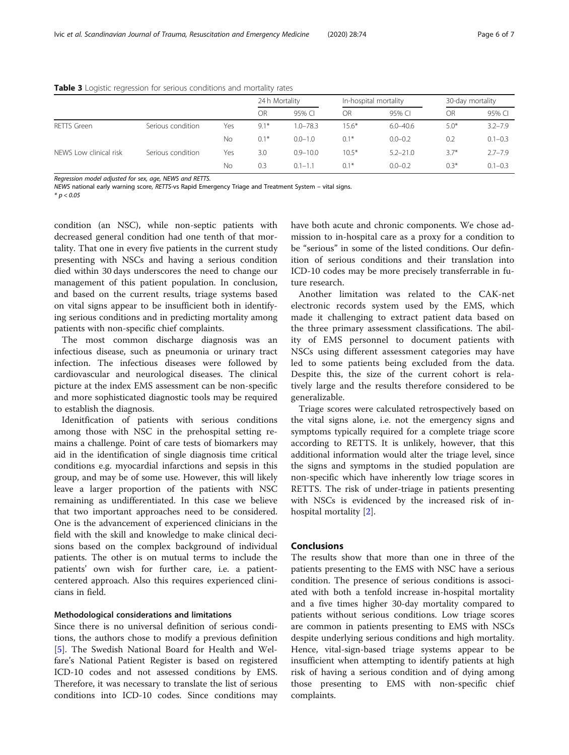**Table 3** Logistic regression for serious conditions and mortality rates

| | | | 24 h Mortality | | In-hospital mortality | | 30-day mortality | |
|---|---|---|---|---|---|---|---|---|
| | | | OR | 95% CI | OR | 95% CI | OR | 95% CI |
| RETTS Green | Serious condition | Yes | 9.1* | 1.0–78.3 | 15.6* | 6.0–40.6 | 5.0* | 3.2–7.9 |
| | | No | 0.1* | 0.0–1.0 | 0.1* | 0.0–0.2 | 0.2 | 0.1–0.3 |
| NEWS Low clinical risk | Serious condition | Yes | 3.0 | 0.9–10.0 | 10.5* | 5.2–21.0 | 3.7* | 2.7–7.9 |
| | | No | 0.3 | 0.1–1.1 | 0.1* | 0.0–0.2 | 0.3* | 0.1–0.3 |

*Regression model adjusted for sex, age, NEWS and RETTS.*
*NEWS national early warning score, RETTS-vs Rapid Emergency Triage and Treatment System – vital signs.*
* $p < 0.05$

condition (an NSC), while non-septic patients with decreased general condition had one tenth of that mortality. That one in every five patients in the current study presenting with NSCs and having a serious condition died within 30 days underscores the need to change our management of this patient population. In conclusion, and based on the current results, triage systems based on vital signs appear to be insufficient both in identifying serious conditions and in predicting mortality among patients with non-specific chief complaints.

The most common discharge diagnosis was an infectious disease, such as pneumonia or urinary tract infection. The infectious diseases were followed by cardiovascular and neurological diseases. The clinical picture at the index EMS assessment can be non-specific and more sophisticated diagnostic tools may be required to establish the diagnosis.

Idenitfication of patients with serious conditions among those with NSC in the prehospital setting remains a challenge. Point of care tests of biomarkers may aid in the identification of single diagnosis time critical conditions e.g. myocardial infarctions and sepsis in this group, and may be of some use. However, this will likely leave a larger proportion of the patients with NSC remaining as undifferentiated. In this case we believe that two important approaches need to be considered. One is the advancement of experienced clinicians in the field with the skill and knowledge to make clinical decisions based on the complex background of individual patients. The other is on mutual terms to include the patients' own wish for further care, i.e. a patient-centered approach. Also this requires experienced clinicians in field.

### Methodological considerations and limitations

Since there is no universal definition of serious conditions, the authors chose to modify a previous definition [5]. The Swedish National Board for Health and Welfare's National Patient Register is based on registered ICD-10 codes and not assessed conditions by EMS. Therefore, it was necessary to translate the list of serious conditions into ICD-10 codes. Since conditions may have both acute and chronic components. We chose admission to in-hospital care as a proxy for a condition to be "serious" in some of the listed conditions. Our definition of serious conditions and their translation into ICD-10 codes may be more precisely transferrable in future research.

Another limitation was related to the CAK-net electronic records system used by the EMS, which made it challenging to extract patient data based on the three primary assessment classifications. The ability of EMS personnel to document patients with NSCs using different assessment categories may have led to some patients being excluded from the data. Despite this, the size of the current cohort is relatively large and the results therefore considered to be generalizable.

Triage scores were calculated retrospectively based on the vital signs alone, i.e. not the emergency signs and symptoms typically required for a complete triage score according to RETTS. It is unlikely, however, that this additional information would alter the triage level, since the signs and symptoms in the studied population are non-specific which have inherently low triage scores in RETTS. The risk of under-triage in patients presenting with NSCs is evidenced by the increased risk of in-hospital mortality [2].

## Conclusions

The results show that more than one in three of the patients presenting to the EMS with NSC have a serious condition. The presence of serious conditions is associated with both a tenfold increase in-hospital mortality and a five times higher 30-day mortality compared to patients without serious conditions. Low triage scores are common in patients presenting to EMS with NSCs despite underlying serious conditions and high mortality. Hence, vital-sign-based triage systems appear to be insufficient when attempting to identify patients at high risk of having a serious condition and of dying among those presenting to EMS with non-specific chief complaints.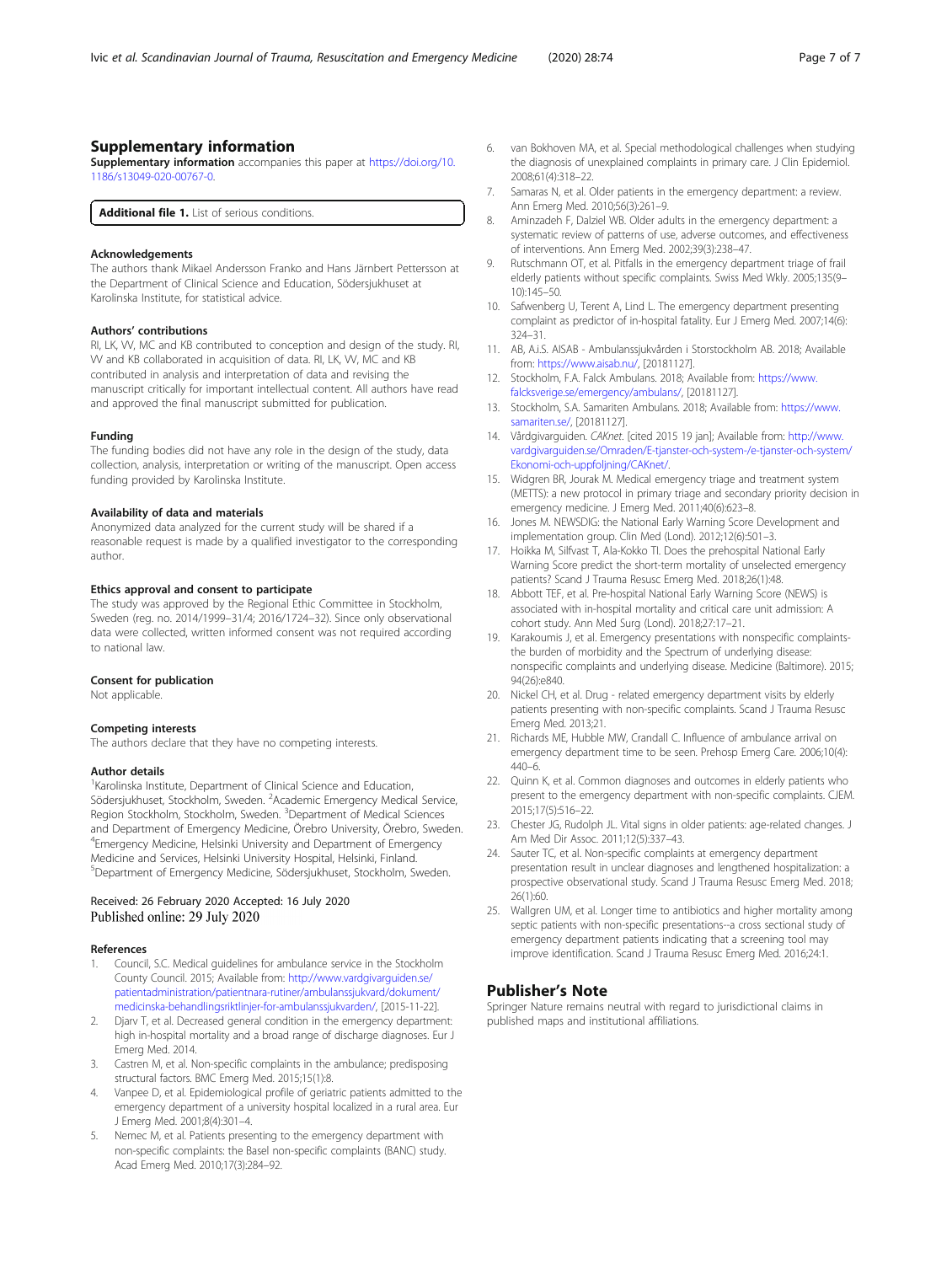## Supplementary information

**Supplementary information** accompanies this paper at https://doi.org/10.1186/s13049-020-00767-0.

**Additional file 1.** List of serious conditions.

### Acknowledgements

The authors thank Mikael Andersson Franko and Hans Järnbert Pettersson at the Department of Clinical Science and Education, Södersjukhuset at Karolinska Institute, for statistical advice.

### Authors' contributions

RI, LK, VV, MC and KB contributed to conception and design of the study. RI, VV and KB collaborated in acquisition of data. RI, LK, VV, MC and KB contributed in analysis and interpretation of data and revising the manuscript critically for important intellectual content. All authors have read and approved the final manuscript submitted for publication.

### Funding

The funding bodies did not have any role in the design of the study, data collection, analysis, interpretation or writing of the manuscript. Open access funding provided by Karolinska Institute.

### Availability of data and materials

Anonymized data analyzed for the current study will be shared if a reasonable request is made by a qualified investigator to the corresponding author.

### Ethics approval and consent to participate

The study was approved by the Regional Ethic Committee in Stockholm, Sweden (reg. no. 2014/1999–31/4; 2016/1724–32). Since only observational data were collected, written informed consent was not required according to national law.

### Consent for publication

Not applicable.

### Competing interests

The authors declare that they have no competing interests.

### Author details

[1]Karolinska Institute, Department of Clinical Science and Education, Södersjukhuset, Stockholm, Sweden. [2]Academic Emergency Medical Service, Region Stockholm, Stockholm, Sweden. [3]Department of Medical Sciences and Department of Emergency Medicine, Örebro University, Örebro, Sweden. [4]Emergency Medicine, Helsinki University and Department of Emergency Medicine and Services, Helsinki University Hospital, Helsinki, Finland. [5]Department of Emergency Medicine, Södersjukhuset, Stockholm, Sweden.

Received: 26 February 2020 Accepted: 16 July 2020
Published online: 29 July 2020

### References

1. Council, S.C. Medical guidelines for ambulance service in the Stockholm County Council. 2015; Available from: http://www.vardgivarguiden.se/patientadministration/patientnara-rutiner/ambulanssjukvard/dokument/medicinska-behandlingsriktlinjer-for-ambulanssjukvarden/, [2015-11-22].
2. Djarv T, et al. Decreased general condition in the emergency department: high in-hospital mortality and a broad range of discharge diagnoses. Eur J Emerg Med. 2014.
3. Castren M, et al. Non-specific complaints in the ambulance; predisposing structural factors. BMC Emerg Med. 2015;15(1):8.
4. Vanpee D, et al. Epidemiological profile of geriatric patients admitted to the emergency department of a university hospital localized in a rural area. Eur J Emerg Med. 2001;8(4):301–4.
5. Nemec M, et al. Patients presenting to the emergency department with non-specific complaints: the Basel non-specific complaints (BANC) study. Acad Emerg Med. 2010;17(3):284–92.
6. van Bokhoven MA, et al. Special methodological challenges when studying the diagnosis of unexplained complaints in primary care. J Clin Epidemiol. 2008;61(4):318–22.
7. Samaras N, et al. Older patients in the emergency department: a review. Ann Emerg Med. 2010;56(3):261–9.
8. Aminzadeh F, Dalziel WB. Older adults in the emergency department: a systematic review of patterns of use, adverse outcomes, and effectiveness of interventions. Ann Emerg Med. 2002;39(3):238–47.
9. Rutschmann OT, et al. Pitfalls in the emergency department triage of frail elderly patients without specific complaints. Swiss Med Wkly. 2005;135(9–10):145–50.
10. Safwenberg U, Terent A, Lind L. The emergency department presenting complaint as predictor of in-hospital fatality. Eur J Emerg Med. 2007;14(6):324–31.
11. AB, A.i.S. AISAB - Ambulanssjukvården i Storstockholm AB. 2018; Available from: https://www.aisab.nu/, [20181127].
12. Stockholm, F.A. Falck Ambulans. 2018; Available from: https://www.falcksverige.se/emergency/ambulans/, [20181127].
13. Stockholm, S.A. Samariten Ambulans. 2018; Available from: https://www.samariten.se/, [20181127].
14. Vårdgivarguiden. *CAKnet*. [cited 2015 19 jan]; Available from: http://www.vardgivarguiden.se/Omraden/E-tjanster-och-system-/e-tjanster-och-system/Ekonomi-och-uppfoljning/CAKnet/.
15. Widgren BR, Jourak M. Medical emergency triage and treatment system (METTS): a new protocol in primary triage and secondary priority decision in emergency medicine. J Emerg Med. 2011;40(6):623–8.
16. Jones M. NEWSDIG: the National Early Warning Score Development and implementation group. Clin Med (Lond). 2012;12(6):501–3.
17. Hoikka M, Silfvast T, Ala-Kokko TI. Does the prehospital National Early Warning Score predict the short-term mortality of unselected emergency patients? Scand J Trauma Resusc Emerg Med. 2018;26(1):48.
18. Abbott TEF, et al. Pre-hospital National Early Warning Score (NEWS) is associated with in-hospital mortality and critical care unit admission: A cohort study. Ann Med Surg (Lond). 2018;27:17–21.
19. Karakoumis J, et al. Emergency presentations with nonspecific complaints-the burden of morbidity and the Spectrum of underlying disease: nonspecific complaints and underlying disease. Medicine (Baltimore). 2015;94(26):e840.
20. Nickel CH, et al. Drug - related emergency department visits by elderly patients presenting with non-specific complaints. Scand J Trauma Resusc Emerg Med. 2013;21.
21. Richards ME, Hubble MW, Crandall C. Influence of ambulance arrival on emergency department time to be seen. Prehosp Emerg Care. 2006;10(4):440–6.
22. Quinn K, et al. Common diagnoses and outcomes in elderly patients who present to the emergency department with non-specific complaints. CJEM. 2015;17(5):516–22.
23. Chester JG, Rudolph JL. Vital signs in older patients: age-related changes. J Am Med Dir Assoc. 2011;12(5):337–43.
24. Sauter TC, et al. Non-specific complaints at emergency department presentation result in unclear diagnoses and lengthened hospitalization: a prospective observational study. Scand J Trauma Resusc Emerg Med. 2018;26(1):60.
25. Wallgren UM, et al. Longer time to antibiotics and higher mortality among septic patients with non-specific presentations--a cross sectional study of emergency department patients indicating that a screening tool may improve identification. Scand J Trauma Resusc Emerg Med. 2016;24:1.

## Publisher's Note

Springer Nature remains neutral with regard to jurisdictional claims in published maps and institutional affiliations.